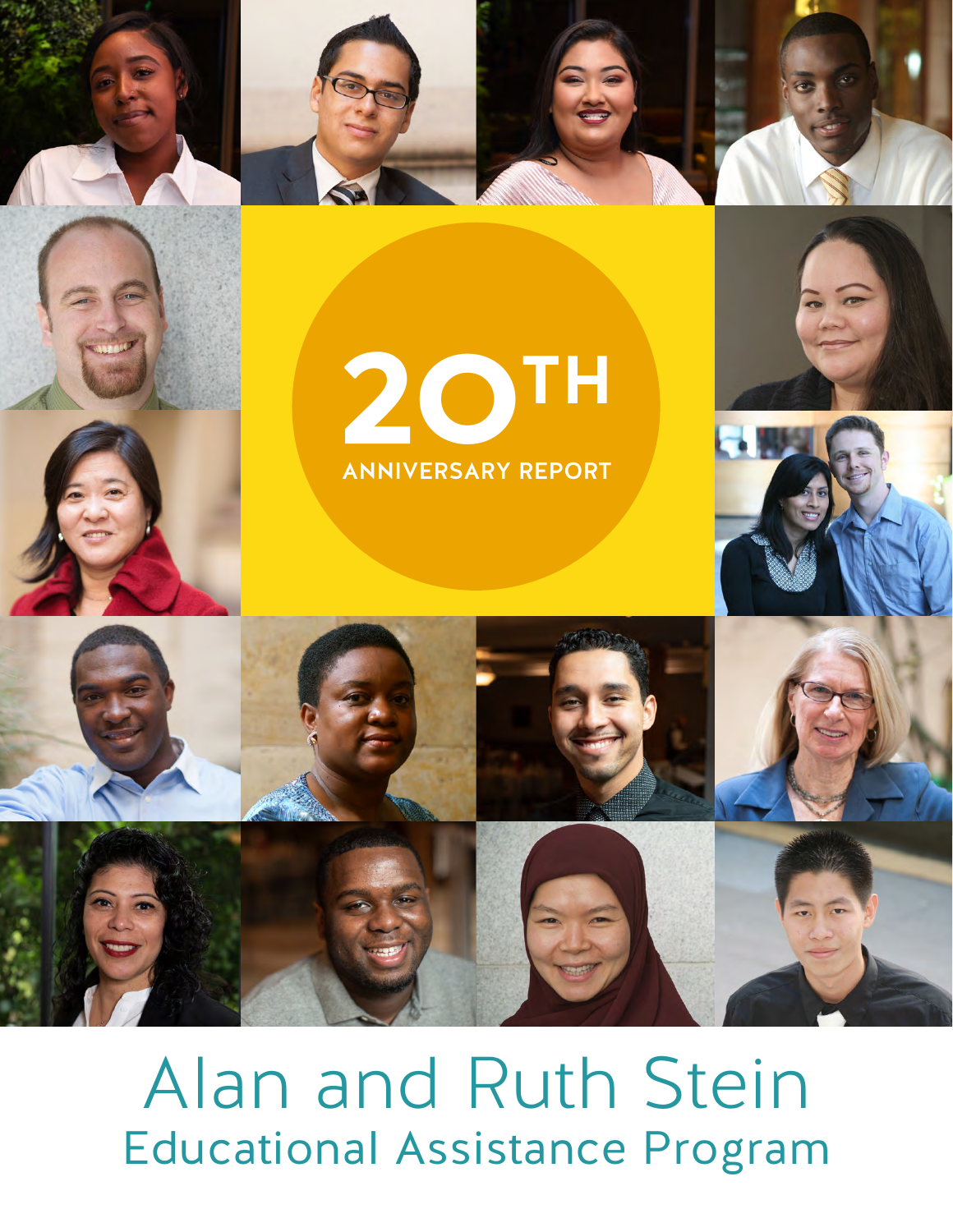# 20TH ANNIVERSARY REPORT

# Alan and Ruth Stein

## Educational Assistance Program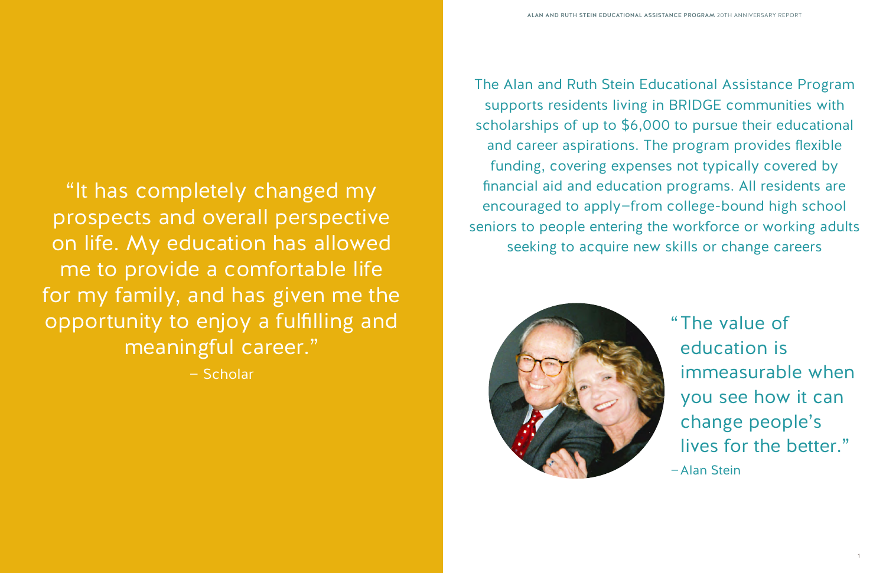"It has completely changed my prospects and overall perspective on life. My education has allowed me to provide a comfortable life for my family, and has given me the opportunity to enjoy a fulfilling and meaningful career."

– Scholar

The Alan and Ruth Stein Educational Assistance Program supports residents living in BRIDGE communities with scholarships of up to $6,000 to pursue their educational and career aspirations. The program provides flexible funding, covering expenses not typically covered by financial aid and education programs. All residents are encouraged to apply—from college-bound high school seniors to people entering the workforce or working adults seeking to acquire new skills or change careers

"The value of education is immeasurable when you see how it can change people's lives for the better."

– Alan Stein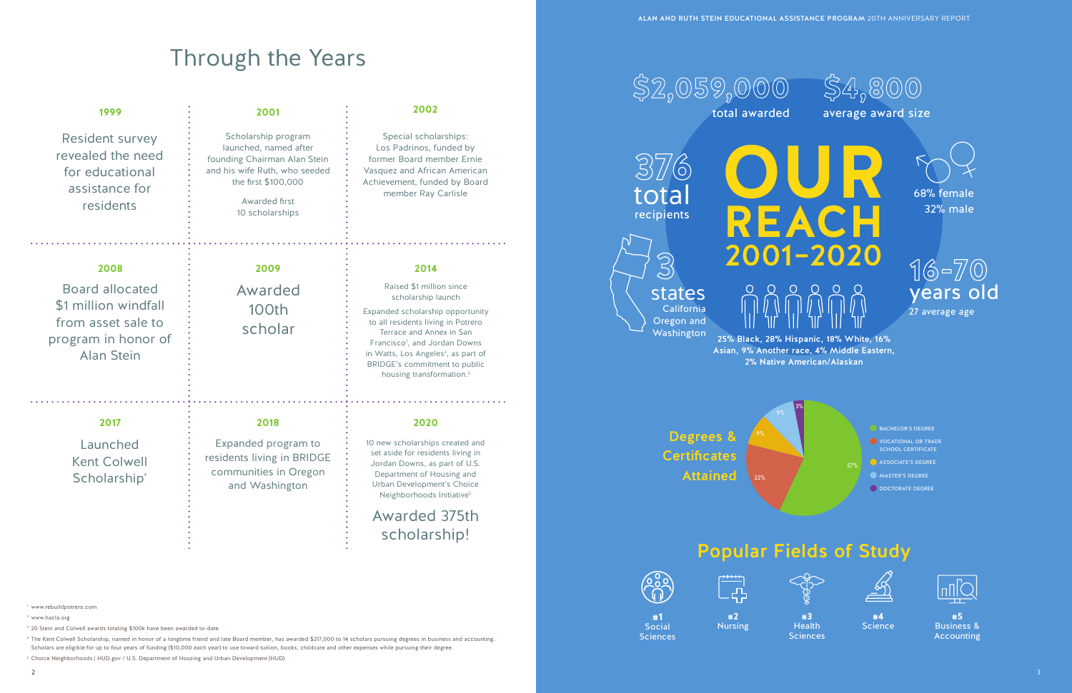# Through the Years

## 1999

Resident survey revealed the need for educational assistance for residents

## 2001

Scholarship program launched, named after founding Chairman Alan Stein and his wife Ruth, who seeded the first $100,000

Awarded first 10 scholarships

## 2002

Special scholarships: Los Padrinos, funded by former Board member Ernie Vasquez and African American Achievement, funded by Board member Ray Carlisle

## 2008

Board allocated $1 million windfall from asset sale to program in honor of Alan Stein

## 2009

Awarded 100th scholar

## 2014

Raised $1 million since scholarship launch

Expanded scholarship opportunity to all residents living in Potrero Terrace and Annex in San Francisco[1], and Jordan Downs in Watts, Los Angeles[2], as part of BRIDGE's commitment to public housing transformation.[3]

## 2017

Launched Kent Colwell Scholarship[4]

## 2018

Expanded program to residents living in BRIDGE communities in Oregon and Washington

## 2020

10 new scholarships created and set aside for residents living in Jordan Downs, as part of U.S. Department of Housing and Urban Development's Choice Neighborhoods Initiative[5]

Awarded 375th scholarship!

[1] www.rebuildpotrero.com

[2] www.hacla.org

[3] 20 Stein and Colwell awards totaling $100k have been awarded to-date

[4] The Kent Colwell Scholarship, named in honor of a longtime friend and late Board member, has awarded $217,000 to 14 scholars pursuing degrees in business and accounting. Scholars are eligible for up to four years of funding ($10,000 each year) to use toward tuition, books, childcare and other expenses while pursuing their degree.

[5] Choice Neighborhoods | HUD.gov / U.S. Department of Housing and Urban Development (HUD)

# OUR REACH 2001–2020

**$2,059,000** total awarded

**$4,800** average award size

**376** total recipients

68% female
32% male

**3** states
California
Oregon and
Washington

**16–70** years old
27 average age

25% Black, 28% Hispanic, 18% White, 16% Asian, 9% Another race, 4% Middle Eastern, 2% Native American/Alaskan

## Degrees & Certificates Attained

| Degree | Share |
|---|---|
| Bachelor's Degree | 57% |
| Vocational or Trade School Certificate | 22% |
| Associate's Degree | 9% |
| Master's Degree | 9% |
| Doctorate Degree | 3% |

## Popular Fields of Study

- #1 Social Sciences
- #2 Nursing
- #3 Health Sciences
- #4 Science
- #5 Business & Accounting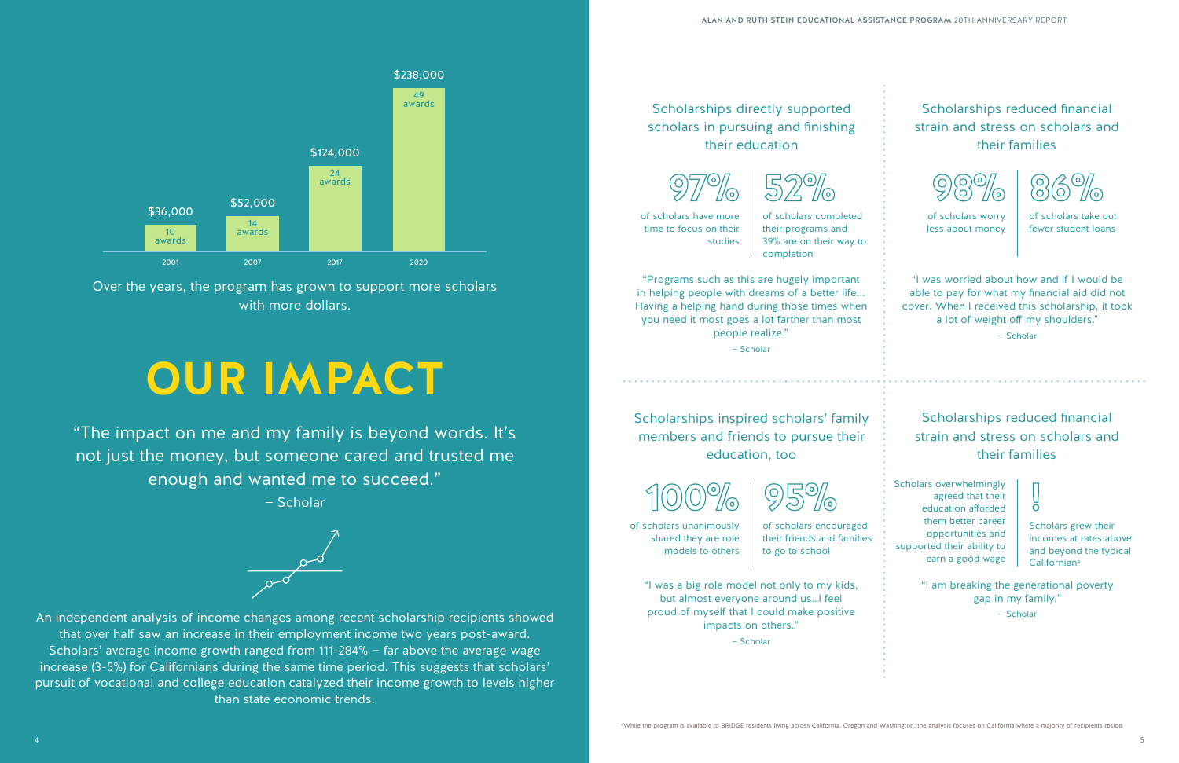| Year | Amount | Awards |
|---|---|---|
| 2001 | $36,000 | 10 awards |
| 2007 | $52,000 | 14 awards |
| 2017 | $124,000 | 24 awards |
| 2020 | $238,000 | 49 awards |

Over the years, the program has grown to support more scholars with more dollars.

# OUR IMPACT

"The impact on me and my family is beyond words. It's not just the money, but someone cared and trusted me enough and wanted me to succeed."

– Scholar

An independent analysis of income changes among recent scholarship recipients showed that over half saw an increase in their employment income two years post-award. Scholars' average income growth ranged from 111-284% – far above the average wage increase (3-5%) for Californians during the same time period. This suggests that scholars' pursuit of vocational and college education catalyzed their income growth to levels higher than state economic trends.

## Scholarships directly supported scholars in pursuing and finishing their education

**97%** of scholars have more time to focus on their studies

**52%** of scholars completed their programs and 39% are on their way to completion

"Programs such as this are hugely important in helping people with dreams of a better life… Having a helping hand during those times when you need it most goes a lot farther than most people realize."

– Scholar

## Scholarships reduced financial strain and stress on scholars and their families

**98%** of scholars worry less about money

**86%** of scholars take out fewer student loans

"I was worried about how and if I would be able to pay for what my financial aid did not cover. When I received this scholarship, it took a lot of weight off my shoulders."

– Scholar

## Scholarships inspired scholars' family members and friends to pursue their education, too

**100%** of scholars unanimously shared they are role models to others

**95%** of scholars encouraged their friends and families to go to school

"I was a big role model not only to my kids, but almost everyone around us…I feel proud of myself that I could make positive impacts on others."

– Scholar

## Scholarships reduced financial strain and stress on scholars and their families

Scholars overwhelmingly agreed that their education afforded them better career opportunities and supported their ability to earn a good wage

**!** Scholars grew their incomes at rates above and beyond the typical Californian[a]

"I am breaking the generational poverty gap in my family."

– Scholar

[a]While the program is available to BRIDGE residents living across California, Oregon and Washington, the analysis focuses on California where a majority of recipients reside.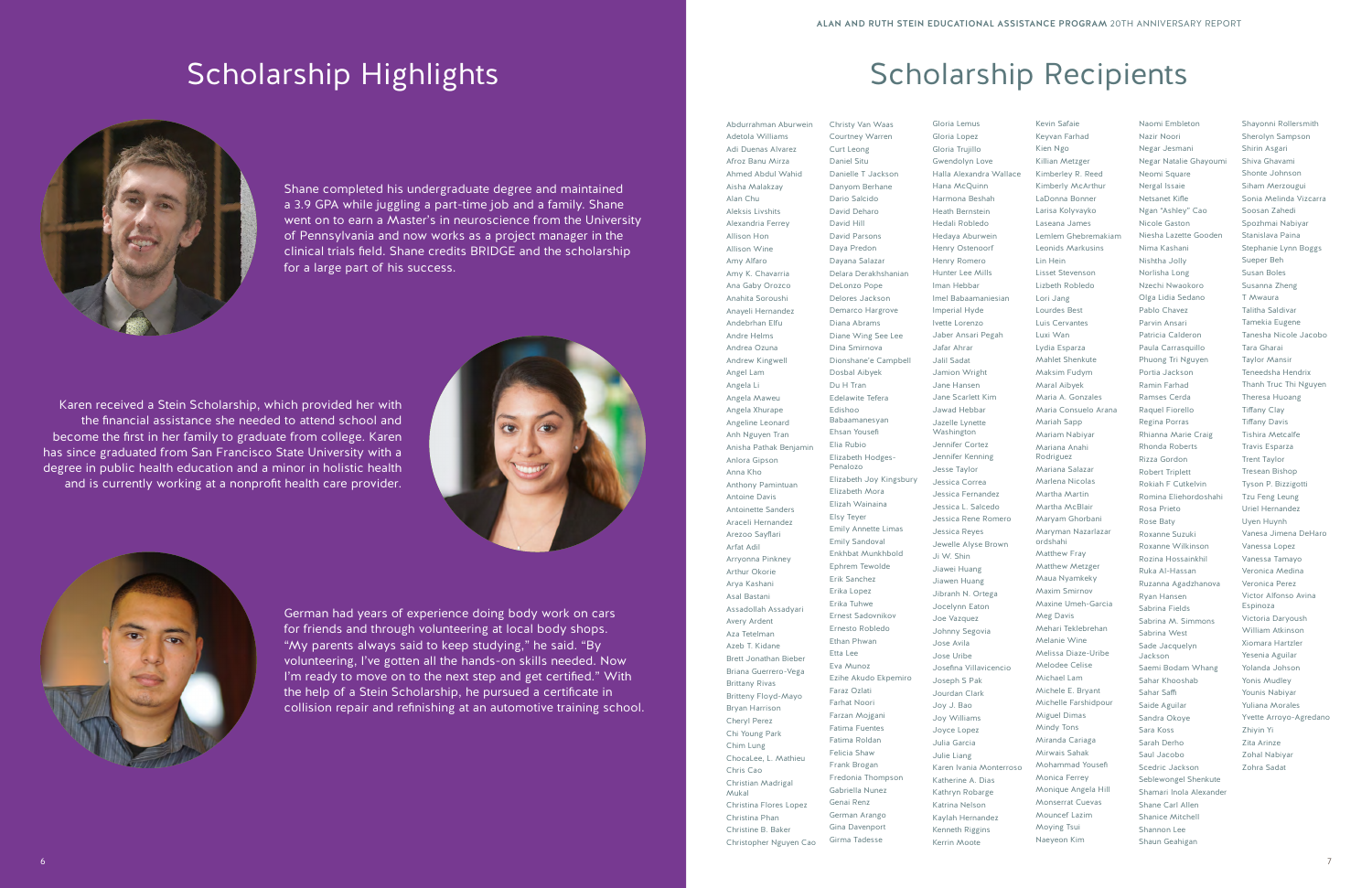# Scholarship Highlights

Shane completed his undergraduate degree and maintained a 3.9 GPA while juggling a part-time job and a family. Shane went on to earn a Master's in neuroscience from the University of Pennsylvania and now works as a project manager in the clinical trials field. Shane credits BRIDGE and the scholarship for a large part of his success.

Karen received a Stein Scholarship, which provided her with the financial assistance she needed to attend school and become the first in her family to graduate from college. Karen has since graduated from San Francisco State University with a degree in public health education and a minor in holistic health and is currently working at a nonprofit health care provider.

German had years of experience doing body work on cars for friends and through volunteering at local body shops. "My parents always said to keep studying," he said. "By volunteering, I've gotten all the hands-on skills needed. Now I'm ready to move on to the next step and get certified." With the help of a Stein Scholarship, he pursued a certificate in collision repair and refinishing at an automotive training school.

# Scholarship Recipients

Abdurrahman Aburwein
Adetola Williams
Adi Duenas Alvarez
Afroz Banu Mirza
Ahmed Abdul Wahid
Aisha Malakzay
Alan Chu
Aleksis Livshits
Alexandria Ferrey
Allison Hon
Allison Wine
Amy Alfaro
Amy K. Chavarria
Ana Gaby Orozco
Anahita Soroushi
Anayeli Hernandez
Andebrhan Elfu
Andre Helms
Andrea Ozuna
Andrew Kingwell
Angel Lam
Angela Li
Angela Maweu
Angela Xhurape
Angeline Leonard
Anh Nguyen Tran
Anisha Pathak Benjamin
Anlora Gipson
Anna Kho
Anthony Pamintuan
Antoine Davis
Antoinette Sanders
Araceli Hernandez
Arezoo Sayflari
Arfat Adil
Arryonna Pinkney
Arthur Okorie
Arya Kashani
Asal Bastani
Assadollah Assadyari
Avery Ardent
Aza Tetelman
Azeb T. Kidane
Brett Jonathan Bieber
Briana Guerrero-Vega
Brittany Rivas
Britteny Floyd-Mayo
Bryan Harrison
Cheryl Perez
Chi Young Park
Chim Lung
ChocaLee, L. Mathieu
Chris Cao
Christian Madrigal Mukul
Christina Flores Lopez
Christina Phan
Christine B. Baker
Christopher Nguyen Cao
Christy Van Waas
Courtney Warren
Curt Leong
Daniel Situ
Danielle T Jackson
Danyom Berhane
Dario Salcido
David Deharo
David Hill
David Parsons
Daya Predon
Dayana Salazar
Delara Derakhshanian
DeLonzo Pope
Delores Jackson
Demarco Hargrove
Diana Abrams
Diane Wing See Lee
Dina Smirnova
Dionshane'e Campbell
Dosbal Aibyek
Du H Tran
Edelawite Tefera
Edishoo Babaamanesyan
Ehsan Yousefi
Elia Rubio
Elizabeth Hodges-Penalozo
Elizabeth Joy Kingsbury
Elizabeth Mora
Elizah Wainaina
Elsy Teyer
Emily Annette Limas
Emily Sandoval
Enkhbat Munkhbold
Ephrem Tewolde
Erik Sanchez
Erika Lopez
Erika Tuhwe
Ernest Sadovnikov
Ernesto Robledo
Ethan Phwan
Etta Lee
Eva Munoz
Ezihe Akudo Ekpemiro
Faraz Ozlati
Farhat Noori
Farzan Mojgani
Fatima Fuentes
Fatima Roldan
Felicia Shaw
Frank Brogan
Fredonia Thompson
Gabriella Nunez
Genai Renz
German Arango
Gina Davenport
Girma Tadesse
Gloria Lemus
Gloria Lopez
Gloria Trujillo
Gwendolyn Love
Halla Alexandra Wallace
Hana McQuinn
Harmona Beshah
Heath Bernstein
Hedali Robledo
Hedaya Aburwein
Henry Ostenoorf
Henry Romero
Hunter Lee Mills
Iman Hebbar
Imel Babaamanesian
Imperial Hyde
Ivette Lorenzo
Jaber Ansari Pegah
Jafar Ahrar
Jalil Sadat
Jamion Wright
Jane Hansen
Jane Scarlett Kim
Jawad Hebbar
Jazelle Lynette Washington
Jennifer Cortez
Jennifer Kenning
Jesse Taylor
Jessica Correa
Jessica Fernandez
Jessica L. Salcedo
Jessica Rene Romero
Jessica Reyes
Jewelle Alyse Brown
Ji W. Shin
Jiawei Huang
Jiawen Huang
Jibranh N. Ortega
Jocelynn Eaton
Joe Vazquez
Johnny Segovia
Jose Avila
Jose Uribe
Josefina Villavicencio
Joseph S Pak
Jourdan Clark
Joy J. Bao
Joy Williams
Joyce Lopez
Julia Garcia
Julie Liang
Karen Ivania Monterroso
Katherine A. Dias
Kathryn Robarge
Katrina Nelson
Kaylah Hernandez
Kenneth Riggins
Kerrin Moote
Kevin Safaie
Keyvan Farhad
Kien Ngo
Killian Metzger
Kimberley R. Reed
Kimberly McArthur
LaDonna Bonner
Larisa Kolyvayko
Laseana James
Lemlem Ghebremakiam
Leonids Markausins
Lin Hein
Lisset Stevenson
Lizbeth Robledo
Lori Jang
Lourdes Best
Luis Cervantes
Luxi Wan
Lydia Esparza
Mahlet Shenkute
Maksim Fudym
Maral Aibyek
Maria A. Gonzales
Maria Consuelo Arana
Mariah Sapp
Mariam Nabiyar
Mariana Anahi Rodriguez
Mariana Salazar
Marlena Nicolas
Martha Martin
Martha McBlair
Maryam Ghorbani
Maryman Nazarlazar ordshahi
Matthew Fray
Matthew Metzger
Maua Nyamkeky
Maxim Smirnov
Maxine Umeh-Garcia
Meg Davis
Mehari Teklebrehan
Melanie Wine
Melissa Diaze-Uribe
Melodee Celise
Michael Lam
Michele E. Bryant
Michelle Farshidpour
Miguel Dimas
Mindy Tons
Miranda Cariaga
Mirwais Sahak
Mohammad Yousefi
Monica Ferrey
Monique Angela Hill
Monserrat Cuevas
Mouncef Lazim
Moying Tsui
Naeyeon Kim
Naomi Embleton
Nazir Noori
Negar Jesmani
Negar Natalie Ghayoumi
Neomi Square
Nergal Issaie
Netsanet Kifle
Ngan "Ashley" Cao
Nicole Gaston
Niesha Lazette Gooden
Nima Kashani
Nishtha Jolly
Norlisha Long
Nzechi Nwaokoro
Olga Lidia Sedano
Pablo Chavez
Parvin Ansari
Patricia Calderon
Paula Carrasquillo
Phuong Tri Nguyen
Portia Jackson
Ramin Farhad
Ramses Cerda
Raquel Fiorello
Regina Porras
Rhianna Marie Craig
Rhonda Roberts
Rizza Gordon
Robert Triplett
Rokiah F Cutkelvin
Romina Eliehordoshahi
Rosa Prieto
Rose Baty
Roxanne Suzuki
Roxanne Wilkinson
Rozina Hossainkhil
Ruka Al-Hassan
Ruzanna Agadzhanova
Ryan Hansen
Sabrina Fields
Sabrina M. Simmons
Sabrina West
Sade Jacquelyn Jackson
Saemi Bodam Whang
Sahar Khooshab
Sahar Saffi
Saide Aguilar
Sandra Okoye
Sara Koss
Sarah Derho
Saul Jacobo
Scedric Jackson
Seblewongel Shenkute
Shamari Inola Alexander
Shane Carl Allen
Shanice Mitchell
Shannon Lee
Shaun Geahigan
Shayonni Rollersmith
Sherolyn Sampson
Shirin Asgari
Shiva Ghavami
Shonte Johnson
Siham Merzougui
Sonia Melinda Vizcarra
Soosan Zahedi
Spozhmai Nabiyar
Stanislava Paina
Stephanie Lynn Boggs
Sueper Beh
Susan Boles
Susanna Zheng
T Mwaura
Talitha Saldivar
Tamekia Eugene
Tanesha Nicole Jacobo
Tara Gharai
Taylor Mansir
Teneedsha Hendrix
Thanh Truc Thi Nguyen
Theresa Huoang
Tiffany Clay
Tiffany Davis
Tishira Metcalfe
Travis Esparza
Trent Taylor
Tresean Bishop
Tyson P. Bizzigotti
Tzu Feng Leung
Uriel Hernandez
Uyen Huynh
Vanesa Jimena DeHaro
Vanessa Lopez
Vanessa Tamayo
Veronica Medina
Veronica Perez
Victor Alfonso Avina Espinoza
Victoria Daryoush
William Atkinson
Xiomara Hartzler
Yesenia Aguilar
Yolanda Johnson
Yonis Mudley
Younis Nabiyar
Yuliana Morales
Yvette Arroyo-Agredano
Zhiyin Yi
Zita Arinze
Zohal Nabiyar
Zohra Sadat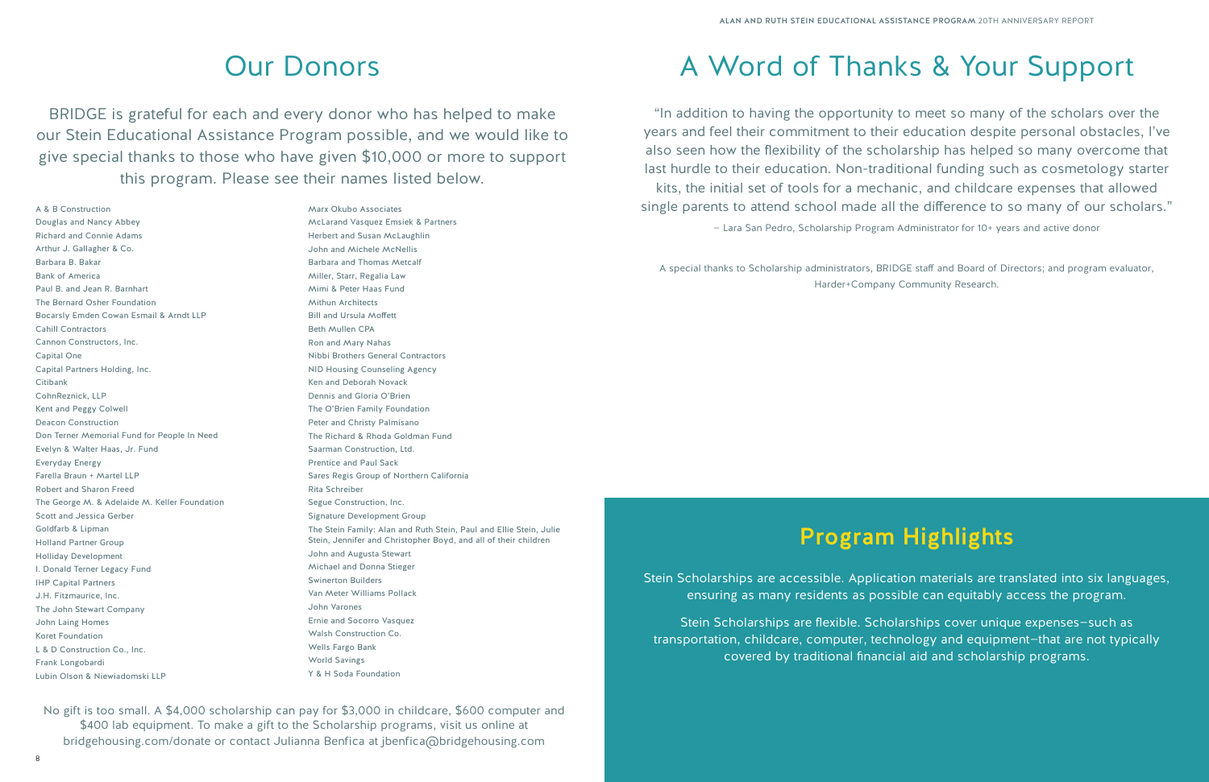# Our Donors

BRIDGE is grateful for each and every donor who has helped to make our Stein Educational Assistance Program possible, and we would like to give special thanks to those who have given $10,000 or more to support this program. Please see their names listed below.

A & B Construction
Douglas and Nancy Abbey
Richard and Connie Adams
Arthur J. Gallagher & Co.
Barbara B. Bakar
Bank of America
Paul B. and Jean R. Barnhart
The Bernard Osher Foundation
Bocarsly Emden Cowan Esmail & Arndt LLP
Cahill Contractors
Cannon Constructors, Inc.
Capital One
Capital Partners Holding, Inc.
Citibank
CohnReznick, LLP
Kent and Peggy Colwell
Deacon Construction
Don Terner Memorial Fund for People In Need
Evelyn & Walter Haas, Jr. Fund
Everyday Energy
Farella Braun + Martel LLP
Robert and Sharon Freed
The George M. & Adelaide M. Keller Foundation
Scott and Jessica Gerber
Goldfarb & Lipman
Holland Partner Group
Holliday Development
I. Donald Terner Legacy Fund
IHP Capital Partners
J.H. Fitzmaurice, Inc.
The John Stewart Company
John Laing Homes
Koret Foundation
L & D Construction Co., Inc.
Frank Longobardi
Lubin Olson & Niewiadomski LLP
Marx Okubo Associates
McLarand Vasquez Emsiek & Partners
Herbert and Susan McLaughlin
John and Michele McNellis
Barbara and Thomas Metcalf
Miller, Starr, Regalia Law
Mimi & Peter Haas Fund
Mithun Architects
Bill and Ursula Moffett
Beth Mullen CPA
Ron and Mary Nahas
Nibbi Brothers General Contractors
NID Housing Counseling Agency
Ken and Deborah Novack
Dennis and Gloria O'Brien
The O'Brien Family Foundation
Peter and Christy Palmisano
The Richard & Rhoda Goldman Fund
Saarman Construction, Ltd.
Prentice and Paul Sack
Sares Regis Group of Northern California
Rita Schreiber
Segue Construction, Inc.
Signature Development Group
The Stein Family: Alan and Ruth Stein, Paul and Ellie Stein, Julie Stein, Jennifer and Christopher Boyd, and all of their children
John and Augusta Stewart
Michael and Donna Stieger
Swinerton Builders
Van Meter Williams Pollack
John Varones
Ernie and Socorro Vasquez
Walsh Construction Co.
Wells Fargo Bank
World Savings
Y & H Soda Foundation

No gift is too small. A $4,000 scholarship can pay for $3,000 in childcare, $600 computer and $400 lab equipment. To make a gift to the Scholarship programs, visit us online at bridgehousing.com/donate or contact Julianna Benfica at jbenfica@bridgehousing.com

# A Word of Thanks & Your Support

"In addition to having the opportunity to meet so many of the scholars over the years and feel their commitment to their education despite personal obstacles, I've also seen how the flexibility of the scholarship has helped so many overcome that last hurdle to their education. Non-traditional funding such as cosmetology starter kits, the initial set of tools for a mechanic, and childcare expenses that allowed single parents to attend school made all the difference to so many of our scholars."

– Lara San Pedro, Scholarship Program Administrator for 10+ years and active donor

A special thanks to Scholarship administrators, BRIDGE staff and Board of Directors; and program evaluator, Harder+Company Community Research.

## Program Highlights

Stein Scholarships are accessible. Application materials are translated into six languages, ensuring as many residents as possible can equitably access the program.

Stein Scholarships are flexible. Scholarships cover unique expenses—such as transportation, childcare, computer, technology and equipment—that are not typically covered by traditional financial aid and scholarship programs.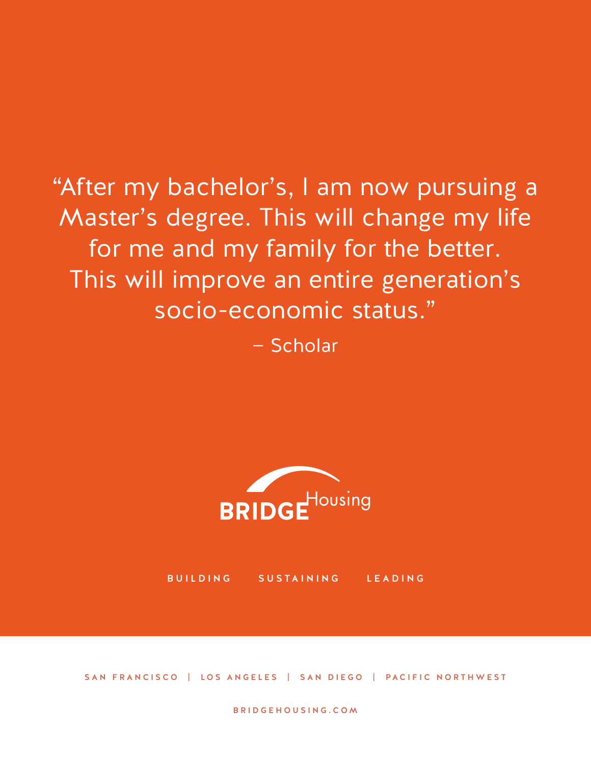"After my bachelor's, I am now pursuing a Master's degree. This will change my life for me and my family for the better. This will improve an entire generation's socio-economic status."

– Scholar

BRIDGE Housing

BUILDING SUSTAINING LEADING

SAN FRANCISCO | LOS ANGELES | SAN DIEGO | PACIFIC NORTHWEST

BRIDGEHOUSING.COM